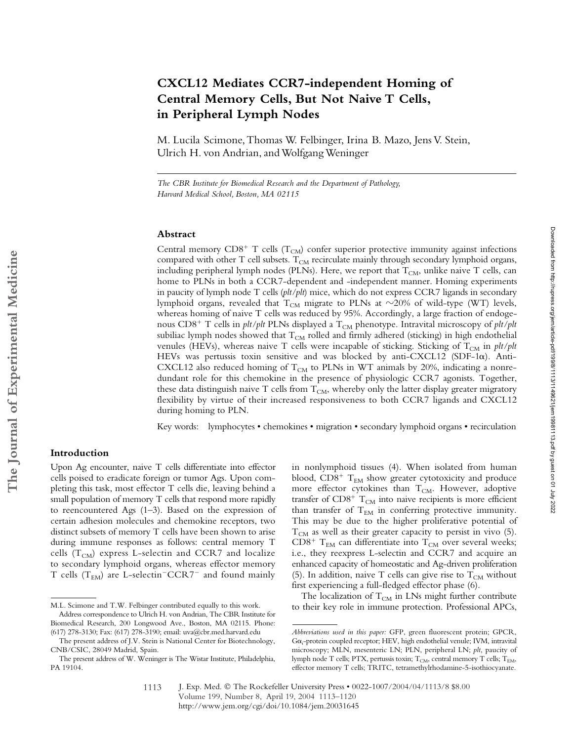# CXCL12 Mediates CCR7-independent Homing of Central Memory Cells, But Not Naive T Cells, in Peripheral Lymph Nodes

M. Lucila Scimone, Thomas W. Felbinger, Irina B. Mazo, Jens V. Stein, Ulrich H. von Andrian, and Wolfgang Weninger

*The CBR Institute for Biomedical Research and the Department of Pathology, Harvard Medical School, Boston, MA 02115*

## Abstract

Central memory $CD8^+$ T cells ($T_{CM}$) confer superior protective immunity against infections compared with other T cell subsets. $T_{CM}$ recirculate mainly through secondary lymphoid organs, including peripheral lymph nodes (PLNs). Here, we report that $T_{CM}$, unlike naive T cells, can home to PLNs in both a CCR7-dependent and -independent manner. Homing experiments in paucity of lymph node T cells (*plt/plt*) mice, which do not express CCR7 ligands in secondary lymphoid organs, revealed that $T_{CM}$ migrate to PLNs at ~20% of wild-type (WT) levels, whereas homing of naive T cells was reduced by 95%. Accordingly, a large fraction of endogenous $CD8^+$ T cells in *plt/plt* PLNs displayed a $T_{CM}$ phenotype. Intravital microscopy of *plt/plt* subiliac lymph nodes showed that $T_{CM}$ rolled and firmly adhered (sticking) in high endothelial venules (HEVs), whereas naive T cells were incapable of sticking. Sticking of $T_{CM}$ in *plt/plt* HEVs was pertussis toxin sensitive and was blocked by anti-CXCL12 (SDF-1α). Anti-CXCL12 also reduced homing of $T_{CM}$ to PLNs in WT animals by 20%, indicating a nonredundant role for this chemokine in the presence of physiologic CCR7 agonists. Together, these data distinguish naive T cells from $T_{CM}$, whereby only the latter display greater migratory flexibility by virtue of their increased responsiveness to both CCR7 ligands and CXCL12 during homing to PLN.

Key words: lymphocytes • chemokines • migration • secondary lymphoid organs • recirculation

## Introduction

Upon Ag encounter, naive T cells differentiate into effector cells poised to eradicate foreign or tumor Ags. Upon completing this task, most effector T cells die, leaving behind a small population of memory T cells that respond more rapidly to reencountered Ags (1–3). Based on the expression of certain adhesion molecules and chemokine receptors, two distinct subsets of memory T cells have been shown to arise during immune responses as follows: central memory T cells ($T_{CM}$) express L-selectin and CCR7 and localize to secondary lymphoid organs, whereas effector memory T cells ($T_{EM}$) are L-selectin$^-$CCR7$^-$ and found mainly in nonlymphoid tissues (4). When isolated from human blood, $CD8^+$ $T_{EM}$ show greater cytotoxicity and produce more effector cytokines than $T_{CM}$. However, adoptive transfer of $CD8^+$ $T_{CM}$ into naive recipients is more efficient than transfer of $T_{EM}$ in conferring protective immunity. This may be due to the higher proliferative potential of $T_{CM}$ as well as their greater capacity to persist in vivo (5). $CD8^+$ $T_{EM}$ can differentiate into $T_{CM}$ over several weeks; i.e., they reexpress L-selectin and CCR7 and acquire an enhanced capacity of homeostatic and Ag-driven proliferation (5). In addition, naive T cells can give rise to $T_{CM}$ without first experiencing a full-fledged effector phase (6).

The localization of $T_{CM}$ in LNs might further contribute to their key role in immune protection. Professional APCs,

---

M.L. Scimone and T.W. Felbinger contributed equally to this work.

Address correspondence to Ulrich H. von Andrian, The CBR Institute for Biomedical Research, 200 Longwood Ave., Boston, MA 02115. Phone: (617) 278-3130; Fax: (617) 278-3190; email: uva@cbr.med.harvard.edu

The present address of J.V. Stein is National Center for Biotechnology, CNB/CSIC, 28049 Madrid, Spain.

The present address of W. Weninger is The Wistar Institute, Philadelphia, PA 19104.

*Abbreviations used in this paper:* GFP, green fluorescent protein; GPCR, $G\alpha_i$-protein coupled receptor; HEV, high endothelial venule; IVM, intravital microscopy; MLN, mesenteric LN; PLN, peripheral LN; *plt*, paucity of lymph node T cells; PTX, pertussis toxin; $T_{CM}$, central memory T cells; $T_{EM}$, effector memory T cells; TRITC, tetramethylrhodamine-5-isothiocyanate.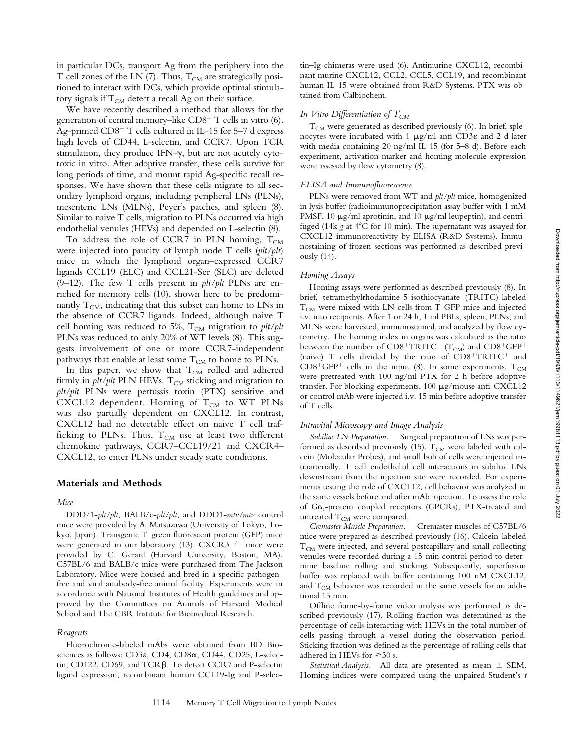in particular DCs, transport Ag from the periphery into the T cell zones of the LN (7). Thus, $T_{CM}$ are strategically positioned to interact with DCs, which provide optimal stimulatory signals if $T_{CM}$ detect a recall Ag on their surface.

We have recently described a method that allows for the generation of central memory–like $CD8^+$ T cells in vitro (6). Ag-primed $CD8^+$ T cells cultured in IL-15 for 5–7 d express high levels of CD44, L-selectin, and CCR7. Upon TCR stimulation, they produce IFN-γ, but are not acutely cytotoxic in vitro. After adoptive transfer, these cells survive for long periods of time, and mount rapid Ag-specific recall responses. We have shown that these cells migrate to all secondary lymphoid organs, including peripheral LNs (PLNs), mesenteric LNs (MLNs), Peyer's patches, and spleen (8). Similar to naive T cells, migration to PLNs occurred via high endothelial venules (HEVs) and depended on L-selectin (8).

To address the role of CCR7 in PLN homing, $T_{CM}$ were injected into paucity of lymph node T cells (*plt/plt*) mice in which the lymphoid organ–expressed CCR7 ligands CCL19 (ELC) and CCL21-Ser (SLC) are deleted (9–12). The few T cells present in *plt/plt* PLNs are enriched for memory cells (10), shown here to be predominantly $T_{CM}$, indicating that this subset can home to LNs in the absence of CCR7 ligands. Indeed, although naive T cell homing was reduced to 5%, $T_{CM}$ migration to *plt/plt* PLNs was reduced to only 20% of WT levels (8). This suggests involvement of one or more CCR7-independent pathways that enable at least some $T_{CM}$ to home to PLNs.

In this paper, we show that $T_{CM}$ rolled and adhered firmly in *plt/plt* PLN HEVs. $T_{CM}$ sticking and migration to *plt/plt* PLNs were pertussis toxin (PTX) sensitive and CXCL12 dependent. Homing of $T_{CM}$ to WT PLNs was also partially dependent on CXCL12. In contrast, CXCL12 had no detectable effect on naive T cell trafficking to PLNs. Thus, $T_{CM}$ use at least two different chemokine pathways, CCR7–CCL19/21 and CXCR4–CXCL12, to enter PLNs under steady state conditions.

## Materials and Methods

### Mice

DDD/1-*plt/plt*, BALB/c-*plt/plt*, and DDD1-*mtv/mtv* control mice were provided by A. Matsuzawa (University of Tokyo, Tokyo, Japan). Transgenic T–green fluorescent protein (GFP) mice were generated in our laboratory (13). $CXCR3^{-/-}$ mice were provided by C. Gerard (Harvard University, Boston, MA). C57BL/6 and BALB/c mice were purchased from The Jackson Laboratory. Mice were housed and bred in a specific pathogen-free and viral antibody-free animal facility. Experiments were in accordance with National Institutes of Health guidelines and approved by the Committees on Animals of Harvard Medical School and The CBR Institute for Biomedical Research.

### Reagents

Fluorochrome-labeled mAbs were obtained from BD Biosciences as follows: CD3ε, CD4, CD8α, CD44, CD25, L-selectin, CD122, CD69, and TCRβ. To detect CCR7 and P-selectin ligand expression, recombinant human CCL19-Ig and P-selectin–Ig chimeras were used (6). Antimurine CXCL12, recombinant murine CXCL12, CCL2, CCL5, CCL19, and recombinant human IL-15 were obtained from R&D Systems. PTX was obtained from Calbiochem.

### In Vitro Differentiation of $T_{CM}$

$T_{CM}$ were generated as described previously (6). In brief, splenocytes were incubated with 1 μg/ml anti-CD3ε and 2 d later with media containing 20 ng/ml IL-15 (for 5–8 d). Before each experiment, activation marker and homing molecule expression were assessed by flow cytometry (8).

### ELISA and Immunofluorescence

PLNs were removed from WT and *plt/plt* mice, homogenized in lysis buffer (radioimmunoprecipitation assay buffer with 1 mM PMSF, 10 μg/ml aprotinin, and 10 μg/ml leupeptin), and centrifuged (14k *g* at 4°C for 10 min). The supernatant was assayed for CXCL12 immunoreactivity by ELISA (R&D Systems). Immunostaining of frozen sections was performed as described previously (14).

### Homing Assays

Homing assays were performed as described previously (8). In brief, tetramethylrhodamine-5-isothiocyanate (TRITC)-labeled $T_{CM}$ were mixed with LN cells from T-GFP mice and injected i.v. into recipients. After 1 or 24 h, 1 ml PBLs, spleen, PLNs, and MLNs were harvested, immunostained, and analyzed by flow cytometry. The homing index in organs was calculated as the ratio between the number of $CD8^+TRITC^+$ ($T_{CM}$) and $CD8^+GFP^+$ (naive) T cells divided by the ratio of $CD8^+TRITC^+$ and $CD8^+GFP^+$ cells in the input (8). In some experiments, $T_{CM}$ were pretreated with 100 ng/ml PTX for 2 h before adoptive transfer. For blocking experiments, 100 μg/mouse anti-CXCL12 or control mAb were injected i.v. 15 min before adoptive transfer of T cells.

### Intravital Microscopy and Image Analysis

*Subiliac LN Preparation.* Surgical preparation of LNs was performed as described previously (15). $T_{CM}$ were labeled with calcein (Molecular Probes), and small boli of cells were injected intraarterially. T cell–endothelial cell interactions in subiliac LNs downstream from the injection site were recorded. For experiments testing the role of CXCL12, cell behavior was analyzed in the same vessels before and after mAb injection. To assess the role of $G\alpha_i$-protein coupled receptors (GPCRs), PTX-treated and untreated $T_{CM}$ were compared.

*Cremaster Muscle Preparation.* Cremaster muscles of C57BL/6 mice were prepared as described previously (16). Calcein-labeled $T_{CM}$ were injected, and several postcapillary and small collecting venules were recorded during a 15-min control period to determine baseline rolling and sticking. Subsequently, superfusion buffer was replaced with buffer containing 100 nM CXCL12, and $T_{CM}$ behavior was recorded in the same vessels for an additional 15 min.

Offline frame-by-frame video analysis was performed as described previously (17). Rolling fraction was determined as the percentage of cells interacting with HEVs in the total number of cells passing through a vessel during the observation period. Sticking fraction was defined as the percentage of rolling cells that adhered in HEVs for ≥30 s.

*Statistical Analysis.* All data are presented as mean ± SEM. Homing indices were compared using the unpaired Student's *t*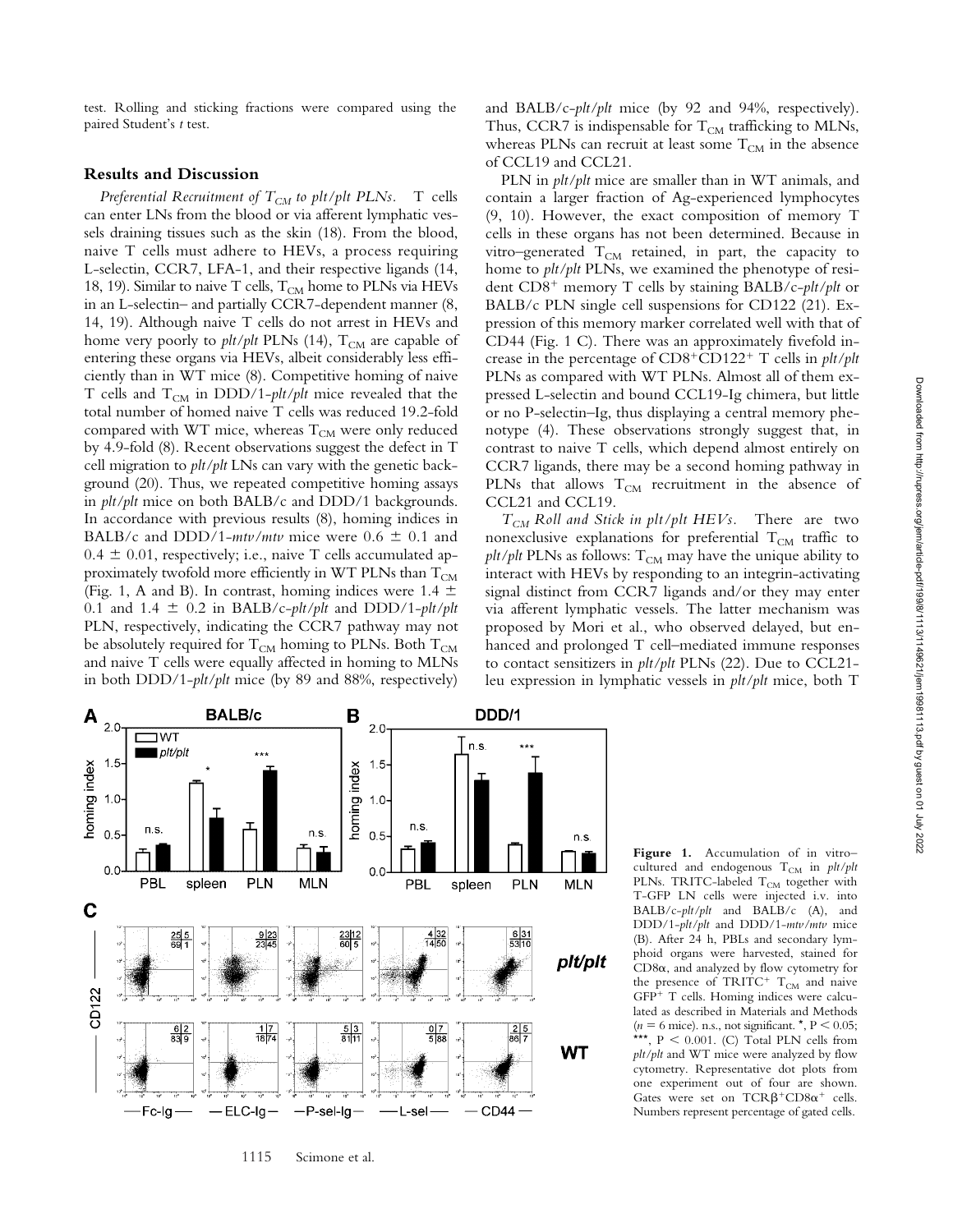test. Rolling and sticking fractions were compared using the paired Student's *t* test.

## Results and Discussion

*Preferential Recruitment of $T_{CM}$ to plt/plt PLNs.* T cells can enter LNs from the blood or via afferent lymphatic vessels draining tissues such as the skin (18). From the blood, naive T cells must adhere to HEVs, a process requiring L-selectin, CCR7, LFA-1, and their respective ligands (14, 18, 19). Similar to naive T cells, $T_{CM}$ home to PLNs via HEVs in an L-selectin– and partially CCR7-dependent manner (8, 14, 19). Although naive T cells do not arrest in HEVs and home very poorly to *plt/plt* PLNs (14), $T_{CM}$ are capable of entering these organs via HEVs, albeit considerably less efficiently than in WT mice (8). Competitive homing of naive T cells and $T_{CM}$ in DDD/1-*plt/plt* mice revealed that the total number of homed naive T cells was reduced 19.2-fold compared with WT mice, whereas $T_{CM}$ were only reduced by 4.9-fold (8). Recent observations suggest the defect in T cell migration to *plt/plt* LNs can vary with the genetic background (20). Thus, we repeated competitive homing assays in *plt/plt* mice on both BALB/c and DDD/1 backgrounds. In accordance with previous results (8), homing indices in BALB/c and DDD/1-*mtv/mtv* mice were $0.6 \pm 0.1$ and $0.4 \pm 0.01$, respectively; i.e., naive T cells accumulated approximately twofold more efficiently in WT PLNs than $T_{CM}$ (Fig. 1, A and B). In contrast, homing indices were $1.4 \pm 0.1$ and $1.4 \pm 0.2$ in BALB/c-*plt/plt* and DDD/1-*plt/plt* PLN, respectively, indicating the CCR7 pathway may not be absolutely required for $T_{CM}$ homing to PLNs. Both $T_{CM}$ and naive T cells were equally affected in homing to MLNs in both DDD/1-*plt/plt* mice (by 89 and 88%, respectively) and BALB/c-*plt/plt* mice (by 92 and 94%, respectively). Thus, CCR7 is indispensable for $T_{CM}$ trafficking to MLNs, whereas PLNs can recruit at least some $T_{CM}$ in the absence of CCL19 and CCL21.

PLN in *plt/plt* mice are smaller than in WT animals, and contain a larger fraction of Ag-experienced lymphocytes (9, 10). However, the exact composition of memory T cells in these organs has not been determined. Because in vitro–generated $T_{CM}$ retained, in part, the capacity to home to *plt/plt* PLNs, we examined the phenotype of resident $CD8^+$ memory T cells by staining BALB/c-*plt/plt* or BALB/c PLN single cell suspensions for CD122 (21). Expression of this memory marker correlated well with that of CD44 (Fig. 1 C). There was an approximately fivefold increase in the percentage of $CD8^+CD122^+$ T cells in *plt/plt* PLNs as compared with WT PLNs. Almost all of them expressed L-selectin and bound CCL19-Ig chimera, but little or no P-selectin–Ig, thus displaying a central memory phenotype (4). These observations strongly suggest that, in contrast to naive T cells, which depend almost entirely on CCR7 ligands, there may be a second homing pathway in PLNs that allows $T_{CM}$ recruitment in the absence of CCL21 and CCL19.

*$T_{CM}$ Roll and Stick in plt/plt HEVs.* There are two nonexclusive explanations for preferential $T_{CM}$ traffic to *plt/plt* PLNs as follows: $T_{CM}$ may have the unique ability to interact with HEVs by responding to an integrin-activating signal distinct from CCR7 ligands and/or they may enter via afferent lymphatic vessels. The latter mechanism was proposed by Mori et al., who observed delayed, but enhanced and prolonged T cell–mediated immune responses to contact sensitizers in *plt/plt* PLNs (22). Due to CCL21-leu expression in lymphatic vessels in *plt/plt* mice, both T

**Figure 1.** Accumulation of in vitro–cultured and endogenous $T_{CM}$ in *plt/plt* PLNs. TRITC-labeled $T_{CM}$ together with T-GFP LN cells were injected i.v. into BALB/c-*plt/plt* and BALB/c (A), and DDD/1-*plt/plt* and DDD/1-*mtv/mtv* mice (B). After 24 h, PBLs and secondary lymphoid organs were harvested, stained for CD8α, and analyzed by flow cytometry for the presence of $TRITC^+$ $T_{CM}$ and naive $GFP^+$ T cells. Homing indices were calculated as described in Materials and Methods ($n = 6$ mice). n.s., not significant. *, $P < 0.05$; ***, $P < 0.001$. (C) Total PLN cells from *plt/plt* and WT mice were analyzed by flow cytometry. Representative dot plots from one experiment out of four are shown. Gates were set on $TCR\beta^+CD8\alpha^+$ cells. Numbers represent percentage of gated cells.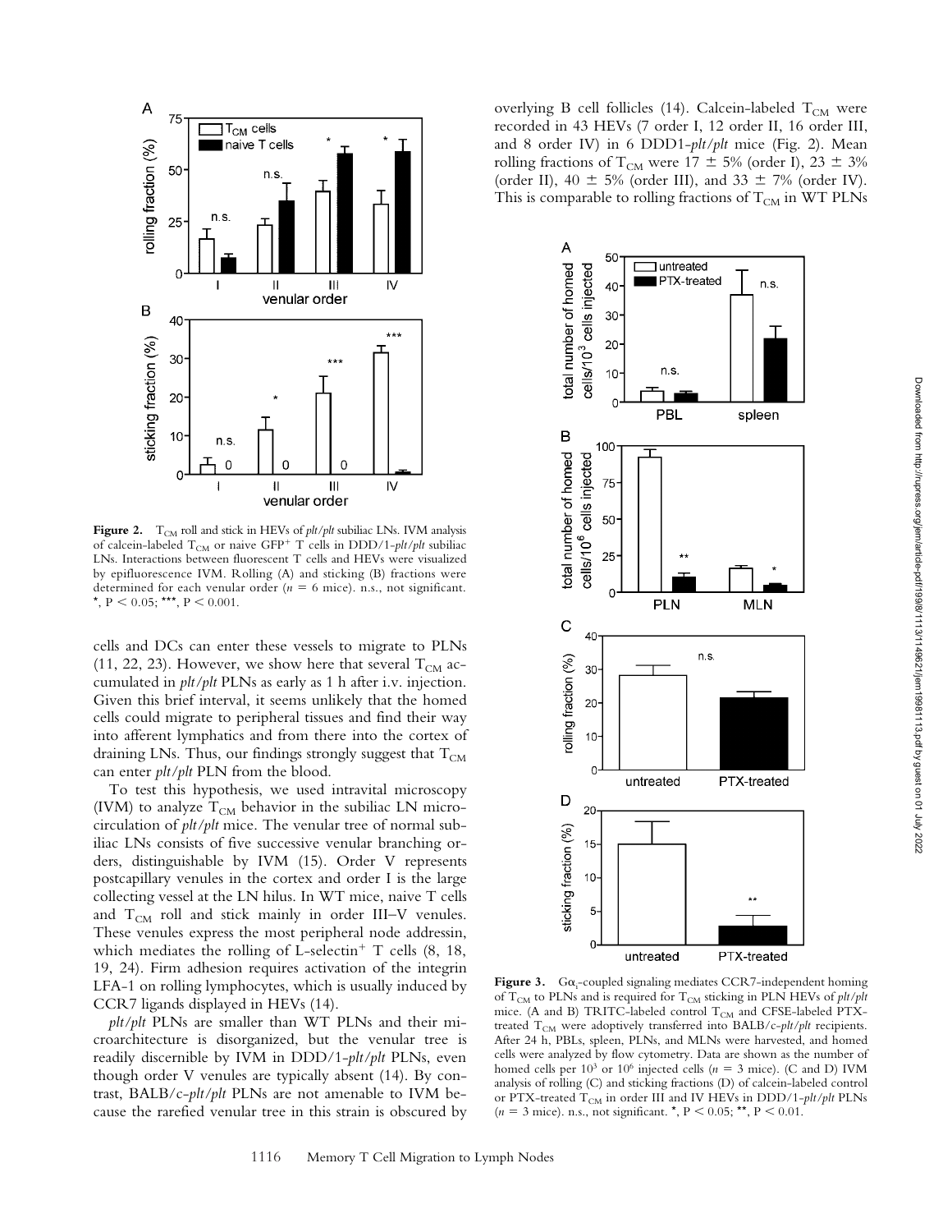**Figure 2.** $T_{CM}$ roll and stick in HEVs of *plt/plt* subiliac LNs. IVM analysis of calcein-labeled $T_{CM}$ or naive GFP$^+$ T cells in DDD/1-*plt/plt* subiliac LNs. Interactions between fluorescent T cells and HEVs were visualized by epifluorescence IVM. Rolling (A) and sticking (B) fractions were determined for each venular order ($n = 6$ mice). n.s., not significant. *, $P < 0.05$; ***, $P < 0.001$.

cells and DCs can enter these vessels to migrate to PLNs (11, 22, 23). However, we show here that several $T_{CM}$ accumulated in *plt/plt* PLNs as early as 1 h after i.v. injection. Given this brief interval, it seems unlikely that the homed cells could migrate to peripheral tissues and find their way into afferent lymphatics and from there into the cortex of draining LNs. Thus, our findings strongly suggest that $T_{CM}$ can enter *plt/plt* PLN from the blood.

To test this hypothesis, we used intravital microscopy (IVM) to analyze $T_{CM}$ behavior in the subiliac LN microcirculation of *plt/plt* mice. The venular tree of normal subiliac LNs consists of five successive venular branching orders, distinguishable by IVM (15). Order V represents postcapillary venules in the cortex and order I is the large collecting vessel at the LN hilus. In WT mice, naive T cells and $T_{CM}$ roll and stick mainly in order III–V venules. These venules express the most peripheral node addressin, which mediates the rolling of L-selectin$^+$ T cells (8, 18, 19, 24). Firm adhesion requires activation of the integrin LFA-1 on rolling lymphocytes, which is usually induced by CCR7 ligands displayed in HEVs (14).

*plt/plt* PLNs are smaller than WT PLNs and their microarchitecture is disorganized, but the venular tree is readily discernible by IVM in DDD/1-*plt/plt* PLNs, even though order V venules are typically absent (14). By contrast, BALB/c-*plt/plt* PLNs are not amenable to IVM because the rarefied venular tree in this strain is obscured by overlying B cell follicles (14). Calcein-labeled $T_{CM}$ were recorded in 43 HEVs (7 order I, 12 order II, 16 order III, and 8 order IV) in 6 DDD1-*plt/plt* mice (Fig. 2). Mean rolling fractions of $T_{CM}$ were $17 \pm 5\%$ (order I), $23 \pm 3\%$ (order II), $40 \pm 5\%$ (order III), and $33 \pm 7\%$ (order IV). This is comparable to rolling fractions of $T_{CM}$ in WT PLNs

**Figure 3.** $G\alpha_i$-coupled signaling mediates CCR7-independent homing of $T_{CM}$ to PLNs and is required for $T_{CM}$ sticking in PLN HEVs of *plt/plt* mice. (A and B) TRITC-labeled control $T_{CM}$ and CFSE-labeled PTX-treated $T_{CM}$ were adoptively transferred into BALB/c-*plt/plt* recipients. After 24 h, PBLs, spleen, PLNs, and MLNs were harvested, and homed cells were analyzed by flow cytometry. Data are shown as the number of homed cells per $10^3$ or $10^6$ injected cells ($n = 3$ mice). (C and D) IVM analysis of rolling (C) and sticking fractions (D) of calcein-labeled control or PTX-treated $T_{CM}$ in order III and IV HEVs in DDD/1-*plt/plt* PLNs ($n = 3$ mice). n.s., not significant. *, $P < 0.05$; **, $P < 0.01$.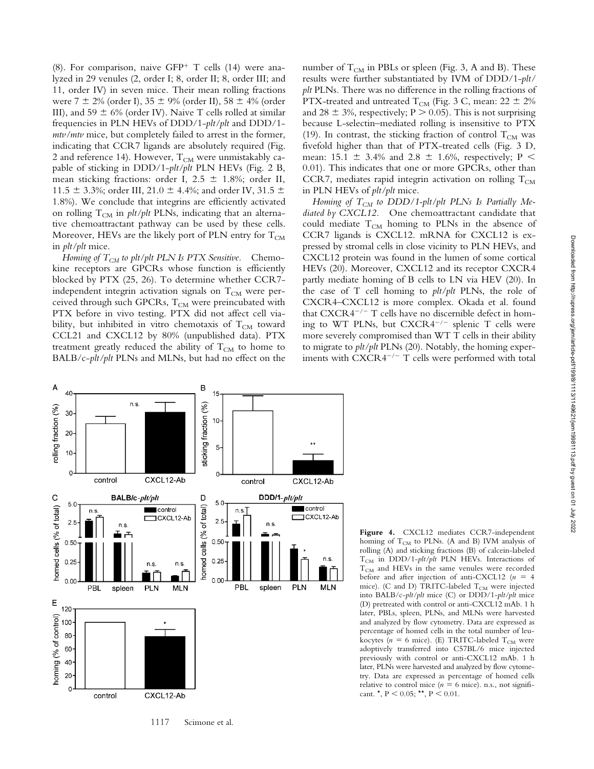(8). For comparison, naive $GFP^+$ T cells (14) were analyzed in 29 venules (2, order I; 8, order II; 8, order III; and 11, order IV) in seven mice. Their mean rolling fractions were 7 ± 2% (order I), 35 ± 9% (order II), 58 ± 4% (order III), and 59 ± 6% (order IV). Naive T cells rolled at similar frequencies in PLN HEVs of DDD/1-*plt/plt* and DDD/1-*mtv/mtv* mice, but completely failed to arrest in the former, indicating that CCR7 ligands are absolutely required (Fig. 2 and reference 14). However, $T_{CM}$ were unmistakably capable of sticking in DDD/1-*plt/plt* PLN HEVs (Fig. 2 B, mean sticking fractions: order I, 2.5 ± 1.8%; order II, 11.5 ± 3.3%; order III, 21.0 ± 4.4%; and order IV, 31.5 ± 1.8%). We conclude that integrins are efficiently activated on rolling $T_{CM}$ in *plt/plt* PLNs, indicating that an alternative chemoattractant pathway can be used by these cells. Moreover, HEVs are the likely port of PLN entry for $T_{CM}$ in *plt/plt* mice.

*Homing of $T_{CM}$ to plt/plt PLN Is PTX Sensitive.* Chemokine receptors are GPCRs whose function is efficiently blocked by PTX (25, 26). To determine whether CCR7-independent integrin activation signals on $T_{CM}$ were perceived through such GPCRs, $T_{CM}$ were preincubated with PTX before in vivo testing. PTX did not affect cell viability, but inhibited in vitro chemotaxis of $T_{CM}$ toward CCL21 and CXCL12 by 80% (unpublished data). PTX treatment greatly reduced the ability of $T_{CM}$ to home to BALB/c-*plt/plt* PLNs and MLNs, but had no effect on the number of $T_{CM}$ in PBLs or spleen (Fig. 3, A and B). These results were further substantiated by IVM of DDD/1-*plt/plt* PLNs. There was no difference in the rolling fractions of PTX-treated and untreated $T_{CM}$ (Fig. 3 C, mean: 22 ± 2% and 28 ± 3%, respectively; $P > 0.05$). This is not surprising because L-selectin–mediated rolling is insensitive to PTX (19). In contrast, the sticking fraction of control $T_{CM}$ was fivefold higher than that of PTX-treated cells (Fig. 3 D, mean: 15.1 ± 3.4% and 2.8 ± 1.6%, respectively; $P < 0.01$). This indicates that one or more GPCRs, other than CCR7, mediates rapid integrin activation on rolling $T_{CM}$ in PLN HEVs of *plt/plt* mice.

*Homing of $T_{CM}$ to DDD/1-plt/plt PLNs Is Partially Mediated by CXCL12.* One chemoattractant candidate that could mediate $T_{CM}$ homing to PLNs in the absence of CCR7 ligands is CXCL12. mRNA for CXCL12 is expressed by stromal cells in close vicinity to PLN HEVs, and CXCL12 protein was found in the lumen of some cortical HEVs (20). Moreover, CXCL12 and its receptor CXCR4 partly mediate homing of B cells to LN via HEV (20). In the case of T cell homing to *plt/plt* PLNs, the role of CXCR4–CXCL12 is more complex. Okada et al. found that $CXCR4^{-/-}$ T cells have no discernible defect in homing to WT PLNs, but $CXCR4^{-/-}$ splenic T cells were more severely compromised than WT T cells in their ability to migrate to *plt/plt* PLNs (20). Notably, the homing experiments with $CXCR4^{-/-}$ T cells were performed with total

**Figure 4.** CXCL12 mediates CCR7-independent homing of $T_{CM}$ to PLNs. (A and B) IVM analysis of rolling (A) and sticking fractions (B) of calcein-labeled $T_{CM}$ in DDD/1-*plt/plt* PLN HEVs. Interactions of $T_{CM}$ and HEVs in the same venules were recorded before and after injection of anti-CXCL12 ($n = 4$ mice). (C and D) TRITC-labeled $T_{CM}$ were injected into BALB/c-*plt/plt* mice (C) or DDD/1-*plt/plt* mice (D) pretreated with control or anti-CXCL12 mAb. 1 h later, PBLs, spleen, PLNs, and MLNs were harvested and analyzed by flow cytometry. Data are expressed as percentage of homed cells in the total number of leukocytes ($n = 6$ mice). (E) TRITC-labeled $T_{CM}$ were adoptively transferred into C57BL/6 mice injected previously with control or anti-CXCL12 mAb. 1 h later, PLNs were harvested and analyzed by flow cytometry. Data are expressed as percentage of homed cells relative to control mice ($n = 6$ mice). n.s., not significant. *, $P < 0.05$; **, $P < 0.01$.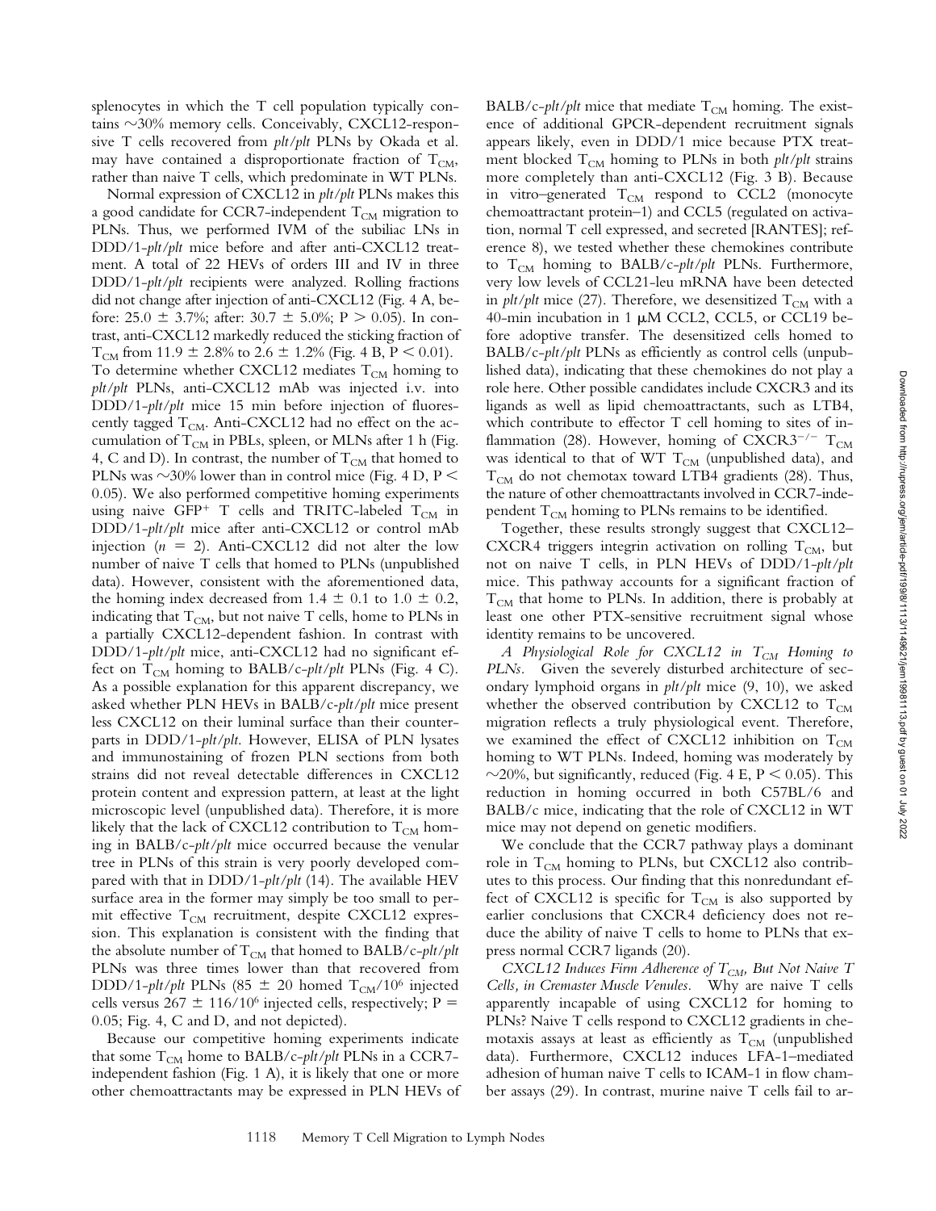splenocytes in which the T cell population typically contains ~30% memory cells. Conceivably, CXCL12-responsive T cells recovered from *plt/plt* PLNs by Okada et al. may have contained a disproportionate fraction of $T_{CM}$, rather than naive T cells, which predominate in WT PLNs.

Normal expression of CXCL12 in *plt/plt* PLNs makes this a good candidate for CCR7-independent $T_{CM}$ migration to PLNs. Thus, we performed IVM of the subiliac LNs in DDD/1-*plt/plt* mice before and after anti-CXCL12 treatment. A total of 22 HEVs of orders III and IV in three DDD/1-*plt/plt* recipients were analyzed. Rolling fractions did not change after injection of anti-CXCL12 (Fig. 4 A, before: 25.0 ± 3.7%; after: 30.7 ± 5.0%; $P > 0.05$). In contrast, anti-CXCL12 markedly reduced the sticking fraction of $T_{CM}$ from 11.9 ± 2.8% to 2.6 ± 1.2% (Fig. 4 B, $P < 0.01$). To determine whether CXCL12 mediates $T_{CM}$ homing to *plt/plt* PLNs, anti-CXCL12 mAb was injected i.v. into DDD/1-*plt/plt* mice 15 min before injection of fluorescently tagged $T_{CM}$. Anti-CXCL12 had no effect on the accumulation of $T_{CM}$ in PBLs, spleen, or MLNs after 1 h (Fig. 4, C and D). In contrast, the number of $T_{CM}$ that homed to PLNs was ~30% lower than in control mice (Fig. 4 D, $P < 0.05$). We also performed competitive homing experiments using naive GFP$^{+}$ T cells and TRITC-labeled $T_{CM}$ in DDD/1-*plt/plt* mice after anti-CXCL12 or control mAb injection ($n = 2$). Anti-CXCL12 did not alter the low number of naive T cells that homed to PLNs (unpublished data). However, consistent with the aforementioned data, the homing index decreased from 1.4 ± 0.1 to 1.0 ± 0.2, indicating that $T_{CM}$, but not naive T cells, home to PLNs in a partially CXCL12-dependent fashion. In contrast with DDD/1-*plt/plt* mice, anti-CXCL12 had no significant effect on $T_{CM}$ homing to BALB/c-*plt/plt* PLNs (Fig. 4 C). As a possible explanation for this apparent discrepancy, we asked whether PLN HEVs in BALB/c-*plt/plt* mice present less CXCL12 on their luminal surface than their counterparts in DDD/1-*plt/plt*. However, ELISA of PLN lysates and immunostaining of frozen PLN sections from both strains did not reveal detectable differences in CXCL12 protein content and expression pattern, at least at the light microscopic level (unpublished data). Therefore, it is more likely that the lack of CXCL12 contribution to $T_{CM}$ homing in BALB/c-*plt/plt* mice occurred because the venular tree in PLNs of this strain is very poorly developed compared with that in DDD/1-*plt/plt* (14). The available HEV surface area in the former may simply be too small to permit effective $T_{CM}$ recruitment, despite CXCL12 expression. This explanation is consistent with the finding that the absolute number of $T_{CM}$ that homed to BALB/c-*plt/plt* PLNs was three times lower than that recovered from DDD/1-*plt/plt* PLNs (85 ± 20 homed $T_{CM}/10^6$ injected cells versus 267 ± 116/$10^6$ injected cells, respectively; $P = 0.05$; Fig. 4, C and D, and not depicted).

Because our competitive homing experiments indicate that some $T_{CM}$ home to BALB/c-*plt/plt* PLNs in a CCR7-independent fashion (Fig. 1 A), it is likely that one or more other chemoattractants may be expressed in PLN HEVs of BALB/c-*plt/plt* mice that mediate $T_{CM}$ homing. The existence of additional GPCR-dependent recruitment signals appears likely, even in DDD/1 mice because PTX treatment blocked $T_{CM}$ homing to PLNs in both *plt/plt* strains more completely than anti-CXCL12 (Fig. 3 B). Because in vitro–generated $T_{CM}$ respond to CCL2 (monocyte chemoattractant protein–1) and CCL5 (regulated on activation, normal T cell expressed, and secreted [RANTES]; reference 8), we tested whether these chemokines contribute to $T_{CM}$ homing to BALB/c-*plt/plt* PLNs. Furthermore, very low levels of CCL21-leu mRNA have been detected in *plt/plt* mice (27). Therefore, we desensitized $T_{CM}$ with a 40-min incubation in 1 μM CCL2, CCL5, or CCL19 before adoptive transfer. The desensitized cells homed to BALB/c-*plt/plt* PLNs as efficiently as control cells (unpublished data), indicating that these chemokines do not play a role here. Other possible candidates include CXCR3 and its ligands as well as lipid chemoattractants, such as LTB4, which contribute to effector T cell homing to sites of inflammation (28). However, homing of CXCR3$^{-/-}$ $T_{CM}$ was identical to that of WT $T_{CM}$ (unpublished data), and $T_{CM}$ do not chemotax toward LTB4 gradients (28). Thus, the nature of other chemoattractants involved in CCR7-independent $T_{CM}$ homing to PLNs remains to be identified.

Together, these results strongly suggest that CXCL12–CXCR4 triggers integrin activation on rolling $T_{CM}$, but not on naive T cells, in PLN HEVs of DDD/1-*plt/plt* mice. This pathway accounts for a significant fraction of $T_{CM}$ that home to PLNs. In addition, there is probably at least one other PTX-sensitive recruitment signal whose identity remains to be uncovered.

*A Physiological Role for CXCL12 in $T_{CM}$ Homing to PLNs.* Given the severely disturbed architecture of secondary lymphoid organs in *plt/plt* mice (9, 10), we asked whether the observed contribution by CXCL12 to $T_{CM}$ migration reflects a truly physiological event. Therefore, we examined the effect of CXCL12 inhibition on $T_{CM}$ homing to WT PLNs. Indeed, homing was moderately by ~20%, but significantly, reduced (Fig. 4 E, $P < 0.05$). This reduction in homing occurred in both C57BL/6 and BALB/c mice, indicating that the role of CXCL12 in WT mice may not depend on genetic modifiers.

We conclude that the CCR7 pathway plays a dominant role in $T_{CM}$ homing to PLNs, but CXCL12 also contributes to this process. Our finding that this nonredundant effect of CXCL12 is specific for $T_{CM}$ is also supported by earlier conclusions that CXCR4 deficiency does not reduce the ability of naive T cells to home to PLNs that express normal CCR7 ligands (20).

*CXCL12 Induces Firm Adherence of $T_{CM}$, But Not Naive T Cells, in Cremaster Muscle Venules.* Why are naive T cells apparently incapable of using CXCL12 for homing to PLNs? Naive T cells respond to CXCL12 gradients in chemotaxis assays at least as efficiently as $T_{CM}$ (unpublished data). Furthermore, CXCL12 induces LFA-1–mediated adhesion of human naive T cells to ICAM-1 in flow chamber assays (29). In contrast, murine naive T cells fail to ar-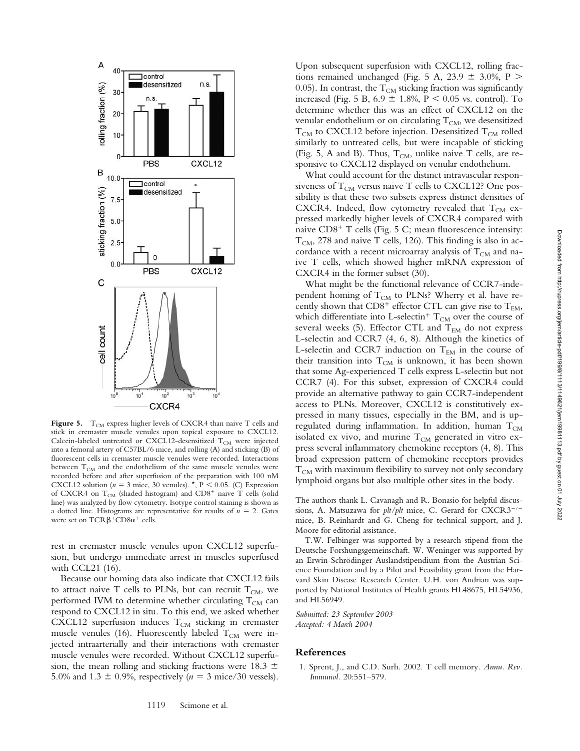**Figure 5.** $T_{CM}$ express higher levels of CXCR4 than naive T cells and stick in cremaster muscle venules upon topical exposure to CXCL12. Calcein-labeled untreated or CXCL12-desensitized $T_{CM}$ were injected into a femoral artery of C57BL/6 mice, and rolling (A) and sticking (B) of fluorescent cells in cremaster muscle venules were recorded. Interactions between $T_{CM}$ and the endothelium of the same muscle venules were recorded before and after superfusion of the preparation with 100 nM CXCL12 solution ($n = 3$ mice, 30 venules). *, $P < 0.05$. (C) Expression of CXCR4 on $T_{CM}$ (shaded histogram) and $CD8^+$ naive T cells (solid line) was analyzed by flow cytometry. Isotype control staining is shown as a dotted line. Histograms are representative for results of $n = 2$. Gates were set on $TCR\beta^+CD8\alpha^+$ cells.

rest in cremaster muscle venules upon CXCL12 superfusion, but undergo immediate arrest in muscles superfused with CCL21 (16).

Because our homing data also indicate that CXCL12 fails to attract naive T cells to PLNs, but can recruit $T_{CM}$, we performed IVM to determine whether circulating $T_{CM}$ can respond to CXCL12 in situ. To this end, we asked whether CXCL12 superfusion induces $T_{CM}$ sticking in cremaster muscle venules (16). Fluorescently labeled $T_{CM}$ were injected intraarterially and their interactions with cremaster muscle venules were recorded. Without CXCL12 superfusion, the mean rolling and sticking fractions were $18.3 \pm 5.0\%$ and $1.3 \pm 0.9\%$, respectively ($n = 3$ mice/30 vessels). Upon subsequent superfusion with CXCL12, rolling fractions remained unchanged (Fig. 5 A, $23.9 \pm 3.0\%$, $P > 0.05$). In contrast, the $T_{CM}$ sticking fraction was significantly increased (Fig. 5 B, $6.9 \pm 1.8\%$, $P < 0.05$ vs. control). To determine whether this was an effect of CXCL12 on the venular endothelium or on circulating $T_{CM}$, we desensitized $T_{CM}$ to CXCL12 before injection. Desensitized $T_{CM}$ rolled similarly to untreated cells, but were incapable of sticking (Fig. 5, A and B). Thus, $T_{CM}$, unlike naive T cells, are responsive to CXCL12 displayed on venular endothelium.

What could account for the distinct intravascular responsiveness of $T_{CM}$ versus naive T cells to CXCL12? One possibility is that these two subsets express distinct densities of CXCR4. Indeed, flow cytometry revealed that $T_{CM}$ expressed markedly higher levels of CXCR4 compared with naive $CD8^+$ T cells (Fig. 5 C; mean fluorescence intensity: $T_{CM}$, 278 and naive T cells, 126). This finding is also in accordance with a recent microarray analysis of $T_{CM}$ and naive T cells, which showed higher mRNA expression of CXCR4 in the former subset (30).

What might be the functional relevance of CCR7-independent homing of $T_{CM}$ to PLNs? Wherry et al. have recently shown that $CD8^+$ effector CTL can give rise to $T_{EM}$, which differentiate into L-selectin$^+$ $T_{CM}$ over the course of several weeks (5). Effector CTL and $T_{EM}$ do not express L-selectin and CCR7 (4, 6, 8). Although the kinetics of L-selectin and CCR7 induction on $T_{EM}$ in the course of their transition into $T_{CM}$ is unknown, it has been shown that some Ag-experienced T cells express L-selectin but not CCR7 (4). For this subset, expression of CXCR4 could provide an alternative pathway to gain CCR7-independent access to PLNs. Moreover, CXCL12 is constitutively expressed in many tissues, especially in the BM, and is upregulated during inflammation. In addition, human $T_{CM}$ isolated ex vivo, and murine $T_{CM}$ generated in vitro express several inflammatory chemokine receptors (4, 8). This broad expression pattern of chemokine receptors provides $T_{CM}$ with maximum flexibility to survey not only secondary lymphoid organs but also multiple other sites in the body.

The authors thank L. Cavanagh and R. Bonasio for helpful discussions, A. Matsuzawa for *plt/plt* mice, C. Gerard for $CXCR3^{-/-}$ mice, B. Reinhardt and G. Cheng for technical support, and J. Moore for editorial assistance.

T.W. Felbinger was supported by a research stipend from the Deutsche Forshungsgemeinschaft. W. Weninger was supported by an Erwin-Schrödinger Auslandstipendium from the Austrian Science Foundation and by a Pilot and Feasibility grant from the Harvard Skin Disease Research Center. U.H. von Andrian was supported by National Institutes of Health grants HL48675, HL54936, and HL56949.

*Submitted: 23 September 2003*
*Accepted: 4 March 2004*

## References

1. Sprent, J., and C.D. Surh. 2002. T cell memory. *Annu. Rev. Immunol.* 20:551–579.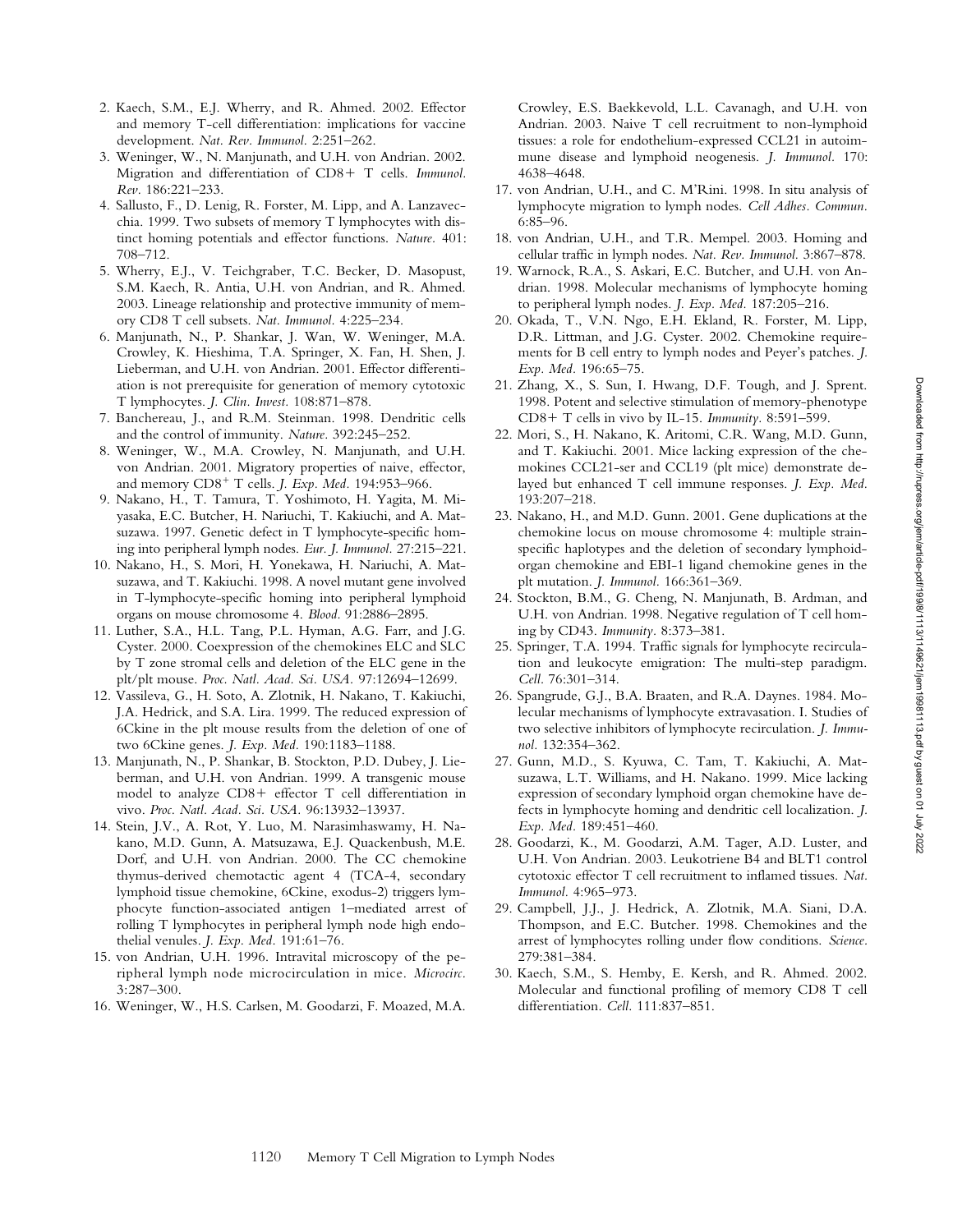2. Kaech, S.M., E.J. Wherry, and R. Ahmed. 2002. Effector and memory T-cell differentiation: implications for vaccine development. *Nat. Rev. Immunol.* 2:251–262.
3. Weninger, W., N. Manjunath, and U.H. von Andrian. 2002. Migration and differentiation of CD8+ T cells. *Immunol. Rev.* 186:221–233.
4. Sallusto, F., D. Lenig, R. Forster, M. Lipp, and A. Lanzavecchia. 1999. Two subsets of memory T lymphocytes with distinct homing potentials and effector functions. *Nature.* 401: 708–712.
5. Wherry, E.J., V. Teichgraber, T.C. Becker, D. Masopust, S.M. Kaech, R. Antia, U.H. von Andrian, and R. Ahmed. 2003. Lineage relationship and protective immunity of memory CD8 T cell subsets. *Nat. Immunol.* 4:225–234.
6. Manjunath, N., P. Shankar, J. Wan, W. Weninger, M.A. Crowley, K. Hieshima, T.A. Springer, X. Fan, H. Shen, J. Lieberman, and U.H. von Andrian. 2001. Effector differentiation is not prerequisite for generation of memory cytotoxic T lymphocytes. *J. Clin. Invest.* 108:871–878.
7. Banchereau, J., and R.M. Steinman. 1998. Dendritic cells and the control of immunity. *Nature.* 392:245–252.
8. Weninger, W., M.A. Crowley, N. Manjunath, and U.H. von Andrian. 2001. Migratory properties of naive, effector, and memory $CD8^+$ T cells. *J. Exp. Med.* 194:953–966.
9. Nakano, H., T. Tamura, T. Yoshimoto, H. Yagita, M. Miyasaka, E.C. Butcher, H. Nariuchi, T. Kakiuchi, and A. Matsuzawa. 1997. Genetic defect in T lymphocyte-specific homing into peripheral lymph nodes. *Eur. J. Immunol.* 27:215–221.
10. Nakano, H., S. Mori, H. Yonekawa, H. Nariuchi, A. Matsuzawa, and T. Kakiuchi. 1998. A novel mutant gene involved in T-lymphocyte-specific homing into peripheral lymphoid organs on mouse chromosome 4. *Blood.* 91:2886–2895.
11. Luther, S.A., H.L. Tang, P.L. Hyman, A.G. Farr, and J.G. Cyster. 2000. Coexpression of the chemokines ELC and SLC by T zone stromal cells and deletion of the ELC gene in the plt/plt mouse. *Proc. Natl. Acad. Sci. USA.* 97:12694–12699.
12. Vassileva, G., H. Soto, A. Zlotnik, H. Nakano, T. Kakiuchi, J.A. Hedrick, and S.A. Lira. 1999. The reduced expression of 6Ckine in the plt mouse results from the deletion of one of two 6Ckine genes. *J. Exp. Med.* 190:1183–1188.
13. Manjunath, N., P. Shankar, B. Stockton, P.D. Dubey, J. Lieberman, and U.H. von Andrian. 1999. A transgenic mouse model to analyze CD8+ effector T cell differentiation in vivo. *Proc. Natl. Acad. Sci. USA.* 96:13932–13937.
14. Stein, J.V., A. Rot, Y. Luo, M. Narasimhaswamy, H. Nakano, M.D. Gunn, A. Matsuzawa, E.J. Quackenbush, M.E. Dorf, and U.H. von Andrian. 2000. The CC chemokine thymus-derived chemotactic agent 4 (TCA-4, secondary lymphoid tissue chemokine, 6Ckine, exodus-2) triggers lymphocyte function-associated antigen 1–mediated arrest of rolling T lymphocytes in peripheral lymph node high endothelial venules. *J. Exp. Med.* 191:61–76.
15. von Andrian, U.H. 1996. Intravital microscopy of the peripheral lymph node microcirculation in mice. *Microcirc.* 3:287–300.
16. Weninger, W., H.S. Carlsen, M. Goodarzi, F. Moazed, M.A. Crowley, E.S. Baekkevold, L.L. Cavanagh, and U.H. von Andrian. 2003. Naive T cell recruitment to non-lymphoid tissues: a role for endothelium-expressed CCL21 in autoimmune disease and lymphoid neogenesis. *J. Immunol.* 170: 4638–4648.
17. von Andrian, U.H., and C. M'Rini. 1998. In situ analysis of lymphocyte migration to lymph nodes. *Cell Adhes. Commun.* 6:85–96.
18. von Andrian, U.H., and T.R. Mempel. 2003. Homing and cellular traffic in lymph nodes. *Nat. Rev. Immunol.* 3:867–878.
19. Warnock, R.A., S. Askari, E.C. Butcher, and U.H. von Andrian. 1998. Molecular mechanisms of lymphocyte homing to peripheral lymph nodes. *J. Exp. Med.* 187:205–216.
20. Okada, T., V.N. Ngo, E.H. Ekland, R. Forster, M. Lipp, D.R. Littman, and J.G. Cyster. 2002. Chemokine requirements for B cell entry to lymph nodes and Peyer's patches. *J. Exp. Med.* 196:65–75.
21. Zhang, X., S. Sun, I. Hwang, D.F. Tough, and J. Sprent. 1998. Potent and selective stimulation of memory-phenotype CD8+ T cells in vivo by IL-15. *Immunity.* 8:591–599.
22. Mori, S., H. Nakano, K. Aritomi, C.R. Wang, M.D. Gunn, and T. Kakiuchi. 2001. Mice lacking expression of the chemokines CCL21-ser and CCL19 (plt mice) demonstrate delayed but enhanced T cell immune responses. *J. Exp. Med.* 193:207–218.
23. Nakano, H., and M.D. Gunn. 2001. Gene duplications at the chemokine locus on mouse chromosome 4: multiple strain-specific haplotypes and the deletion of secondary lymphoid-organ chemokine and EBI-1 ligand chemokine genes in the plt mutation. *J. Immunol.* 166:361–369.
24. Stockton, B.M., G. Cheng, N. Manjunath, B. Ardman, and U.H. von Andrian. 1998. Negative regulation of T cell homing by CD43. *Immunity.* 8:373–381.
25. Springer, T.A. 1994. Traffic signals for lymphocyte recirculation and leukocyte emigration: The multi-step paradigm. *Cell.* 76:301–314.
26. Spangrude, G.J., B.A. Braaten, and R.A. Daynes. 1984. Molecular mechanisms of lymphocyte extravasation. I. Studies of two selective inhibitors of lymphocyte recirculation. *J. Immunol.* 132:354–362.
27. Gunn, M.D., S. Kyuwa, C. Tam, T. Kakiuchi, A. Matsuzawa, L.T. Williams, and H. Nakano. 1999. Mice lacking expression of secondary lymphoid organ chemokine have defects in lymphocyte homing and dendritic cell localization. *J. Exp. Med.* 189:451–460.
28. Goodarzi, K., M. Goodarzi, A.M. Tager, A.D. Luster, and U.H. Von Andrian. 2003. Leukotriene B4 and BLT1 control cytotoxic effector T cell recruitment to inflamed tissues. *Nat. Immunol.* 4:965–973.
29. Campbell, J.J., J. Hedrick, A. Zlotnik, M.A. Siani, D.A. Thompson, and E.C. Butcher. 1998. Chemokines and the arrest of lymphocytes rolling under flow conditions. *Science.* 279:381–384.
30. Kaech, S.M., S. Hemby, E. Kersh, and R. Ahmed. 2002. Molecular and functional profiling of memory CD8 T cell differentiation. *Cell.* 111:837–851.